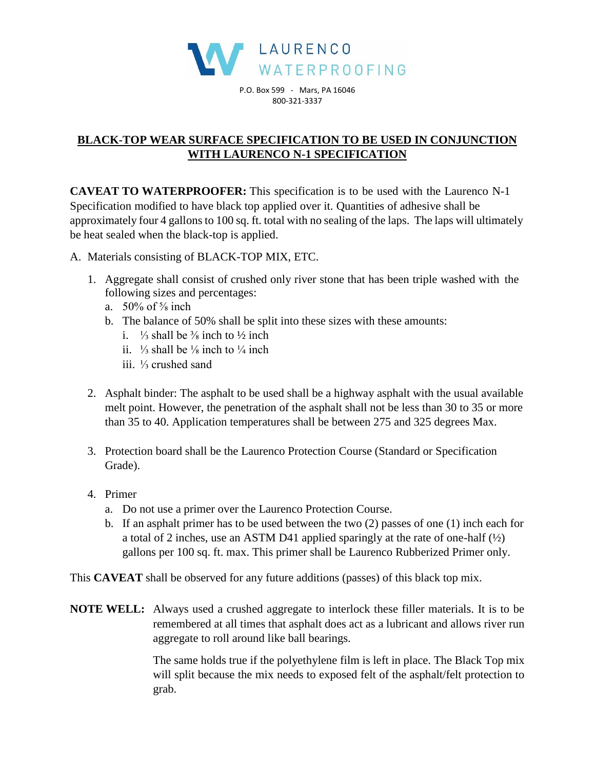LAURENCO WATERPROOFING

P.O. Box 599 - Mars, PA 16046
800-321-3337

## BLACK-TOP WEAR SURFACE SPECIFICATION TO BE USED IN CONJUNCTION WITH LAURENCO N-1 SPECIFICATION

**CAVEAT TO WATERPROOFER:** This specification is to be used with the Laurenco N-1 Specification modified to have black top applied over it. Quantities of adhesive shall be approximately four 4 gallons to 100 sq. ft. total with no sealing of the laps. The laps will ultimately be heat sealed when the black-top is applied.

A. Materials consisting of BLACK-TOP MIX, ETC.

1. Aggregate shall consist of crushed only river stone that has been triple washed with the following sizes and percentages:
   a. 50% of ⅝ inch
   b. The balance of 50% shall be split into these sizes with these amounts:
      i. ⅓ shall be ⅜ inch to ½ inch
      ii. ⅓ shall be ⅛ inch to ¼ inch
      iii. ⅓ crushed sand

2. Asphalt binder: The asphalt to be used shall be a highway asphalt with the usual available melt point. However, the penetration of the asphalt shall not be less than 30 to 35 or more than 35 to 40. Application temperatures shall be between 275 and 325 degrees Max.

3. Protection board shall be the Laurenco Protection Course (Standard or Specification Grade).

4. Primer
   a. Do not use a primer over the Laurenco Protection Course.
   b. If an asphalt primer has to be used between the two (2) passes of one (1) inch each for a total of 2 inches, use an ASTM D41 applied sparingly at the rate of one-half (½) gallons per 100 sq. ft. max. This primer shall be Laurenco Rubberized Primer only.

This **CAVEAT** shall be observed for any future additions (passes) of this black top mix.

**NOTE WELL:** Always used a crushed aggregate to interlock these filler materials. It is to be remembered at all times that asphalt does act as a lubricant and allows river run aggregate to roll around like ball bearings.

The same holds true if the polyethylene film is left in place. The Black Top mix will split because the mix needs to exposed felt of the asphalt/felt protection to grab.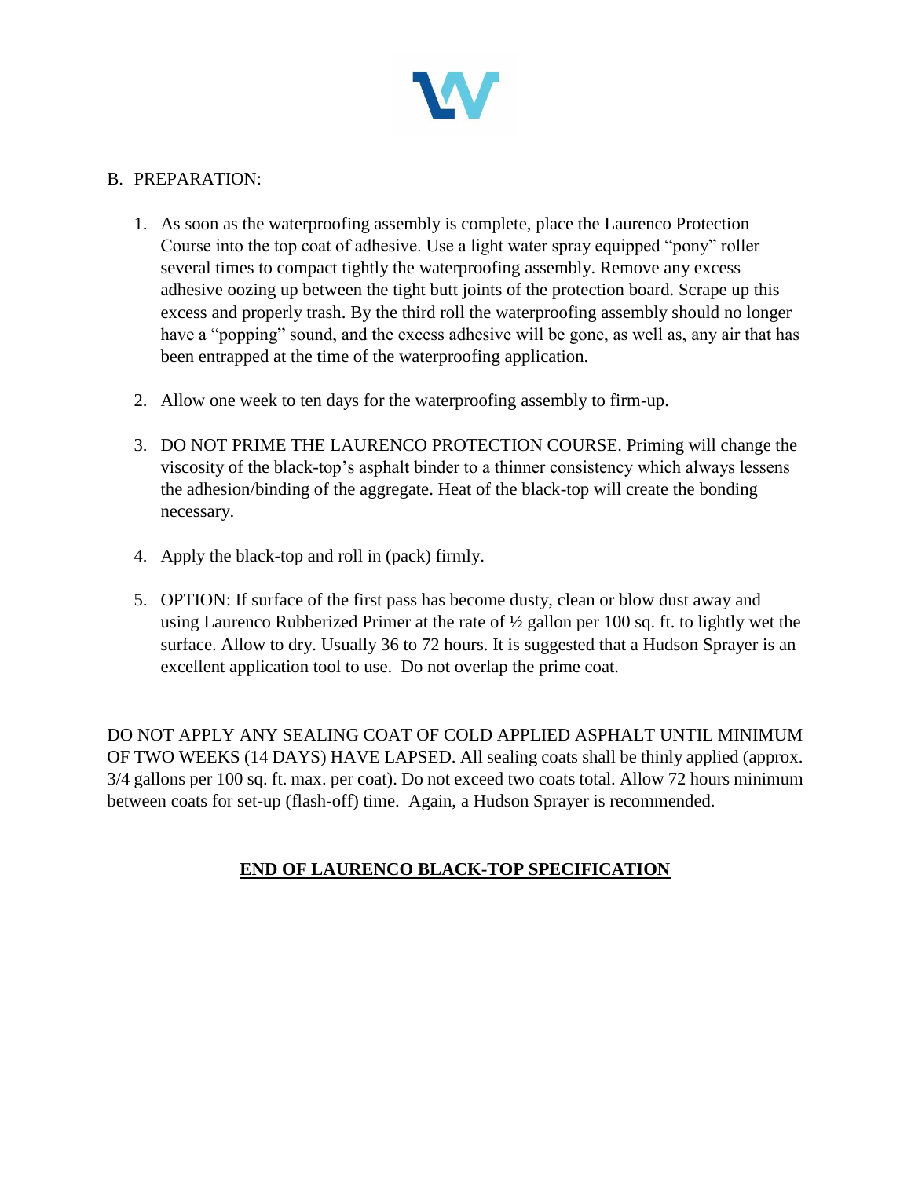B. PREPARATION:

1. As soon as the waterproofing assembly is complete, place the Laurenco Protection Course into the top coat of adhesive. Use a light water spray equipped "pony" roller several times to compact tightly the waterproofing assembly. Remove any excess adhesive oozing up between the tight butt joints of the protection board. Scrape up this excess and properly trash. By the third roll the waterproofing assembly should no longer have a "popping" sound, and the excess adhesive will be gone, as well as, any air that has been entrapped at the time of the waterproofing application.

2. Allow one week to ten days for the waterproofing assembly to firm-up.

3. DO NOT PRIME THE LAURENCO PROTECTION COURSE. Priming will change the viscosity of the black-top's asphalt binder to a thinner consistency which always lessens the adhesion/binding of the aggregate. Heat of the black-top will create the bonding necessary.

4. Apply the black-top and roll in (pack) firmly.

5. OPTION: If surface of the first pass has become dusty, clean or blow dust away and using Laurenco Rubberized Primer at the rate of ½ gallon per 100 sq. ft. to lightly wet the surface. Allow to dry. Usually 36 to 72 hours. It is suggested that a Hudson Sprayer is an excellent application tool to use. Do not overlap the prime coat.

DO NOT APPLY ANY SEALING COAT OF COLD APPLIED ASPHALT UNTIL MINIMUM OF TWO WEEKS (14 DAYS) HAVE LAPSED. All sealing coats shall be thinly applied (approx. 3/4 gallons per 100 sq. ft. max. per coat). Do not exceed two coats total. Allow 72 hours minimum between coats for set-up (flash-off) time. Again, a Hudson Sprayer is recommended.

**END OF LAURENCO BLACK-TOP SPECIFICATION**